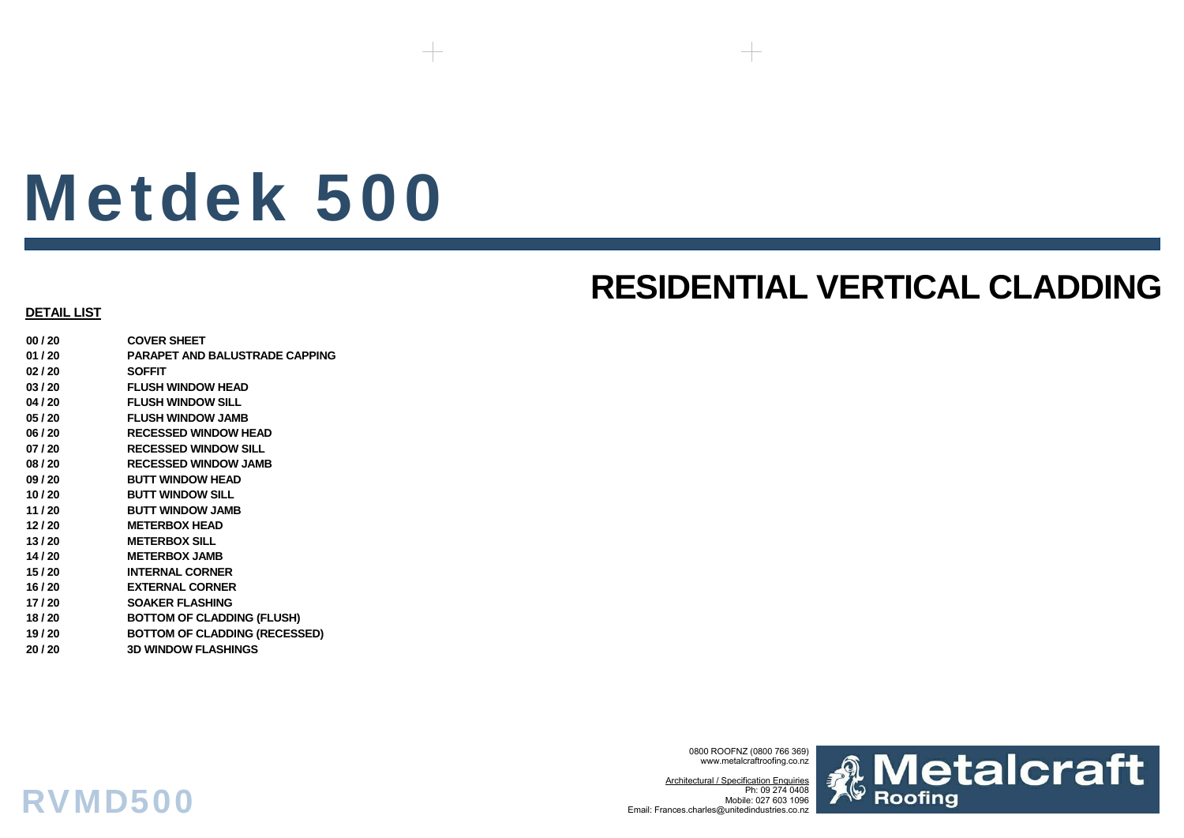# Metdek 500

## RESIDENTIAL VERTICAL CLADDING

**DETAIL LIST**

| | |
|---|---|
| **00 / 20** | **COVER SHEET** |
| **01 / 20** | **PARAPET AND BALUSTRADE CAPPING** |
| **02 / 20** | **SOFFIT** |
| **03 / 20** | **FLUSH WINDOW HEAD** |
| **04 / 20** | **FLUSH WINDOW SILL** |
| **05 / 20** | **FLUSH WINDOW JAMB** |
| **06 / 20** | **RECESSED WINDOW HEAD** |
| **07 / 20** | **RECESSED WINDOW SILL** |
| **08 / 20** | **RECESSED WINDOW JAMB** |
| **09 / 20** | **BUTT WINDOW HEAD** |
| **10 / 20** | **BUTT WINDOW SILL** |
| **11 / 20** | **BUTT WINDOW JAMB** |
| **12 / 20** | **METERBOX HEAD** |
| **13 / 20** | **METERBOX SILL** |
| **14 / 20** | **METERBOX JAMB** |
| **15 / 20** | **INTERNAL CORNER** |
| **16 / 20** | **EXTERNAL CORNER** |
| **17 / 20** | **SOAKER FLASHING** |
| **18 / 20** | **BOTTOM OF CLADDING (FLUSH)** |
| **19 / 20** | **BOTTOM OF CLADDING (RECESSED)** |
| **20 / 20** | **3D WINDOW FLASHINGS** |

**RVMD500**

0800 ROOFNZ (0800 766 369)
www.metalcraftroofing.co.nz

Architectural / Specification Enquiries
Ph: 09 274 0408
Mobile: 027 603 1096
Email: Frances.charles@unitedindustries.co.nz

Metalcraft Roofing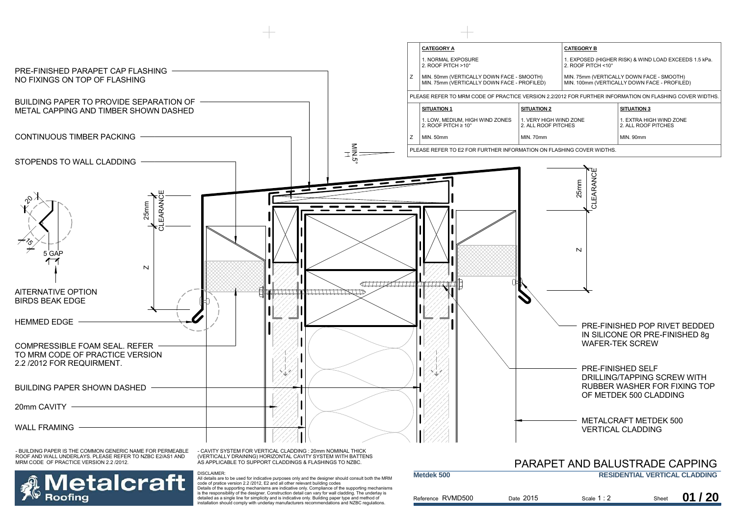| | CATEGORY A | CATEGORY B |
|---|---|---|
| | 1. NORMAL EXPOSURE<br>2. ROOF PITCH >10° | 1. EXPOSED (HIGHER RISK) & WIND LOAD EXCEEDS 1.5 kPa.<br>2. ROOF PITCH <10° |
| Z | MIN. 50mm (VERTICALLY DOWN FACE - SMOOTH)<br>MIN. 75mm (VERTICALLY DOWN FACE - PROFILED) | MIN. 75mm (VERTICALLY DOWN FACE - SMOOTH)<br>MIN. 100mm (VERTICALLY DOWN FACE - PROFILED) |

PLEASE REFER TO MRM CODE OF PRACTICE VERSION 2.2/2012 FOR FURTHER INFORMATION ON FLASHING COVER WIDTHS.

| | SITUATION 1 | SITUATION 2 | SITUATION 3 |
|---|---|---|---|
| | 1. LOW, MEDIUM, HIGH WIND ZONES<br>2. ROOF PITCH ≥ 10° | 1. VERY HIGH WIND ZONE<br>2. ALL ROOF PITCHES | 1. EXTRA HIGH WIND ZONE<br>2. ALL ROOF PITCHES |
| Z | MIN. 50mm | MIN. 70mm | MIN. 90mm |

PLEASE REFER TO E2 FOR FURTHER INFORMATION ON FLASHING COVER WIDTHS.

PRE-FINISHED PARAPET CAP FLASHING
NO FIXINGS ON TOP OF FLASHING

BUILDING PAPER TO PROVIDE SEPARATION OF METAL CAPPING AND TIMBER SHOWN DASHED

CONTINUOUS TIMBER PACKING

STOPENDS TO WALL CLADDING

MIN.5°

25mm CLEARANCE

Z

20

15

5 GAP

AlTERNATIVE OPTION
BIRDS BEAK EDGE

HEMMED EDGE

COMPRESSIBLE FOAM SEAL. REFER TO MRM CODE OF PRACTICE VERSION 2.2 /2012 FOR REQUIRMENT.

BUILDING PAPER SHOWN DASHED

20mm CAVITY

WALL FRAMING

PRE-FINISHED POP RIVET BEDDED IN SILICONE OR PRE-FINISHED 8g WAFER-TEK SCREW

PRE-FINISHED SELF DRILLING/TAPPING SCREW WITH RUBBER WASHER FOR FIXING TOP OF METDEK 500 CLADDING

METALCRAFT METDEK 500 VERTICAL CLADDING

- BUILDING PAPER IS THE COMMON GENERIC NAME FOR PERMEABLE ROOF AND WALL UNDERLAYS. PLEASE REFER TO NZBC E2/AS1 AND MRM CODE OF PRACTICE VERSION 2.2 /2012.

- CAVITY SYSTEM FOR VERTICAL CLADDING : 20mm NOMINAL THICK (VERTICALLY DRAINING) HORIZONTAL CAVITY SYSTEM WITH BATTENS AS APPLICABLE TO SUPPORT CLADDINGS & FLASHINGS TO NZBC.

Metalcraft Roofing

DISCLAIMER:
All details are to be used for indicative purposes only and the designer should consult both the MRM code of pratice version 2.2 /2012, E2 and all other relevant building codes
Details of the supporting mechanisms are indicative only. Compliance of the supporting mechanisms is the responsibility of the designer. Construction detail can vary for wall cladding. The underlay is detailed as a single line for simplicity and is indicative only. Building paper type and method of installation should comply with underlay manufacturers recommendations and NZBC regulations.

# PARAPET AND BALUSTRADE CAPPING

**Metdek 500** — **RESIDENTIAL VERTICAL CLADDING**

Reference RVMD500 | Date 2015 | Scale 1 : 2 | Sheet **01 / 20**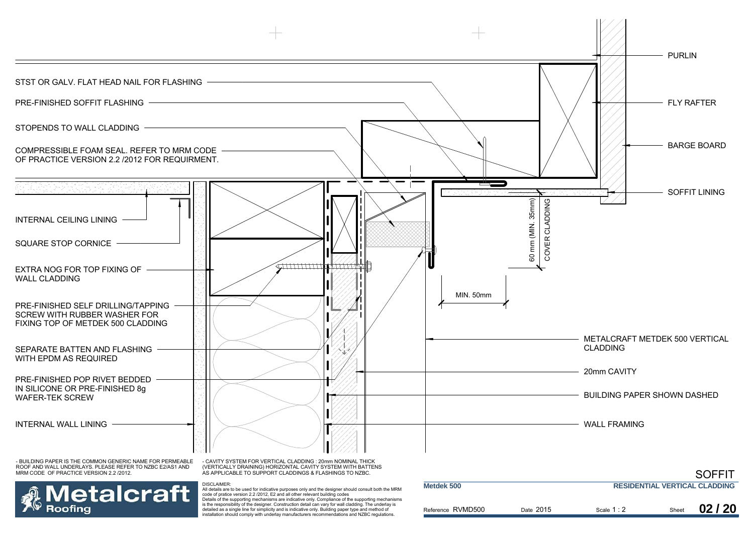STST OR GALV. FLAT HEAD NAIL FOR FLASHING

PRE-FINISHED SOFFIT FLASHING

STOPENDS TO WALL CLADDING

COMPRESSIBLE FOAM SEAL. REFER TO MRM CODE OF PRACTICE VERSION 2.2 /2012 FOR REQUIRMENT.

INTERNAL CEILING LINING

SQUARE STOP CORNICE

EXTRA NOG FOR TOP FIXING OF WALL CLADDING

PRE-FINISHED SELF DRILLING/TAPPING SCREW WITH RUBBER WASHER FOR FIXING TOP OF METDEK 500 CLADDING

SEPARATE BATTEN AND FLASHING WITH EPDM AS REQUIRED

PRE-FINISHED POP RIVET BEDDED IN SILICONE OR PRE-FINISHED 8g WAFER-TEK SCREW

INTERNAL WALL LINING

PURLIN

FLY RAFTER

BARGE BOARD

SOFFIT LINING

60 mm (MIN. 35mm) COVER CLADDING

MIN. 50mm

METALCRAFT METDEK 500 VERTICAL CLADDING

20mm CAVITY

BUILDING PAPER SHOWN DASHED

WALL FRAMING

- BUILDING PAPER IS THE COMMON GENERIC NAME FOR PERMEABLE ROOF AND WALL UNDERLAYS. PLEASE REFER TO NZBC E2/AS1 AND MRM CODE OF PRACTICE VERSION 2.2 /2012.

- CAVITY SYSTEM FOR VERTICAL CLADDING : 20mm NOMINAL THICK (VERTICALLY DRAINING) HORIZONTAL CAVITY SYSTEM WITH BATTENS AS APPLICABLE TO SUPPORT CLADDINGS & FLASHINGS TO NZBC.

DISCLAIMER:
All details are to be used for indicative purposes only and the designer should consult both the MRM code of pratice version 2.2 /2012, E2 and all other relevant building codes
Details of the supporting mechanisms are indicative only. Compliance of the supporting mechanisms is the responsibility of the designer. Construction detail can vary for wall cladding. The underlay is detailed as a single line for simplicity and is indicative only. Building paper type and method of installation should comply with underlay manufacturers recommendations and NZBC regulations.

Metalcraft Roofing

# SOFFIT

Metdek 500 | RESIDENTIAL VERTICAL CLADDING

Reference RVMD500 | Date 2015 | Scale 1 : 2 | Sheet 02 / 20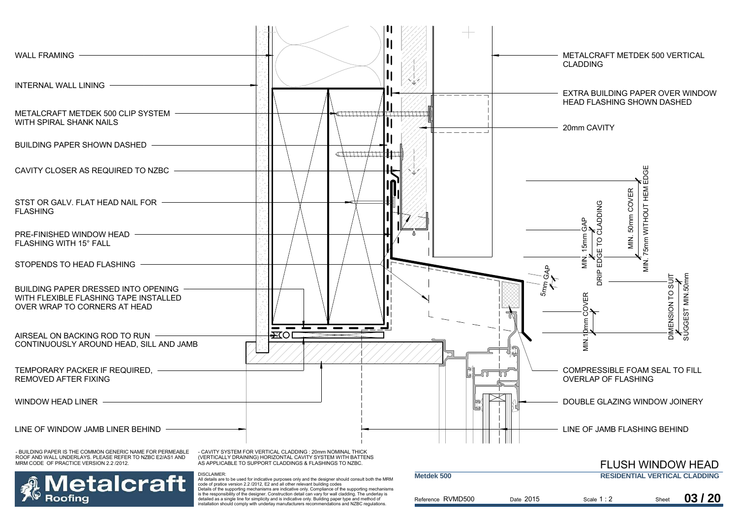WALL FRAMING

INTERNAL WALL LINING

METALCRAFT METDEK 500 CLIP SYSTEM WITH SPIRAL SHANK NAILS

BUILDING PAPER SHOWN DASHED

CAVITY CLOSER AS REQUIRED TO NZBC

STST OR GALV. FLAT HEAD NAIL FOR FLASHING

PRE-FINISHED WINDOW HEAD FLASHING WITH 15° FALL

STOPENDS TO HEAD FLASHING

BUILDING PAPER DRESSED INTO OPENING WITH FLEXIBLE FLASHING TAPE INSTALLED OVER WRAP TO CORNERS AT HEAD

AIRSEAL ON BACKING ROD TO RUN CONTINUOUSLY AROUND HEAD, SILL AND JAMB

TEMPORARY PACKER IF REQUIRED, REMOVED AFTER FIXING

WINDOW HEAD LINER

LINE OF WINDOW JAMB LINER BEHIND

METALCRAFT METDEK 500 VERTICAL CLADDING

EXTRA BUILDING PAPER OVER WINDOW HEAD FLASHING SHOWN DASHED

20mm CAVITY

MIN. 15mm GAP

DRIP EDGE TO CLADDING

MIN. 50mm COVER

MIN. 75mm WITHOUT HEM EDGE

5mm GAP

MIN.10mm COVER

DIMENSION TO SUIT

SUGGEST MIN.50mm

COMPRESSIBLE FOAM SEAL TO FILL OVERLAP OF FLASHING

DOUBLE GLAZING WINDOW JOINERY

LINE OF JAMB FLASHING BEHIND

- BUILDING PAPER IS THE COMMON GENERIC NAME FOR PERMEABLE ROOF AND WALL UNDERLAYS. PLEASE REFER TO NZBC E2/AS1 AND MRM CODE OF PRACTICE VERSION 2.2 /2012.

- CAVITY SYSTEM FOR VERTICAL CLADDING : 20mm NOMINAL THICK (VERTICALLY DRAINING) HORIZONTAL CAVITY SYSTEM WITH BATTENS AS APPLICABLE TO SUPPORT CLADDINGS & FLASHINGS TO NZBC.

DISCLAIMER:
All details are to be used for indicative purposes only and the designer should consult both the MRM code of pratice version 2.2 /2012, E2 and all other relevant building codes
Details of the supporting mechanisms are indicative only. Compliance of the supporting mechanisms is the responsibility of the designer. Construction detail can vary for wall cladding. The underlay is detailed as a single line for simplicity and is indicative only. Building paper type and method of installation should comply with underlay manufacturers recommendations and NZBC regulations.

Metalcraft Roofing

# FLUSH WINDOW HEAD

Metdek 500 — **RESIDENTIAL VERTICAL CLADDING**

Reference RVMD500 | Date 2015 | Scale 1 : 2 | Sheet **03 / 20**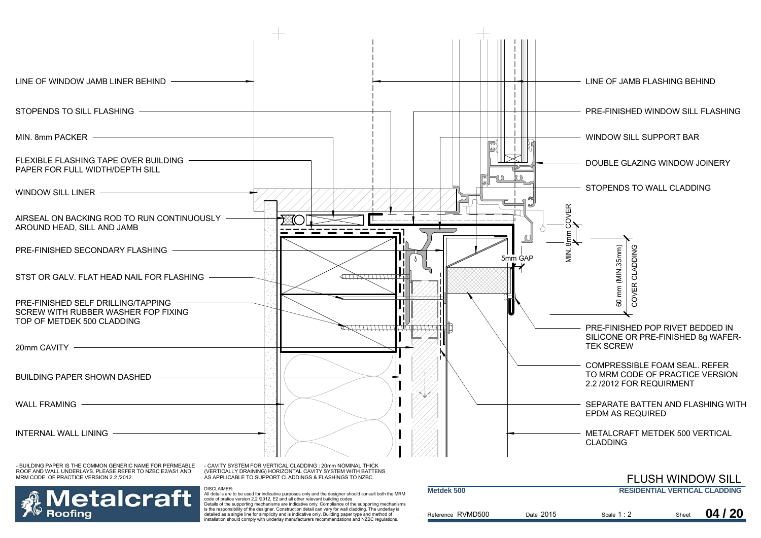LINE OF WINDOW JAMB LINER BEHIND

STOPENDS TO SILL FLASHING

MIN. 8mm PACKER

FLEXIBLE FLASHING TAPE OVER BUILDING PAPER FOR FULL WIDTH/DEPTH SILL

WINDOW SILL LINER

AIRSEAL ON BACKING ROD TO RUN CONTINUOUSLY AROUND HEAD, SILL AND JAMB

PRE-FINISHED SECONDARY FLASHING

STST OR GALV. FLAT HEAD NAIL FOR FLASHING

PRE-FINISHED SELF DRILLING/TAPPING SCREW WITH RUBBER WASHER FOP FIXING TOP OF METDEK 500 CLADDING

20mm CAVITY

BUILDING PAPER SHOWN DASHED

WALL FRAMING

INTERNAL WALL LINING

LINE OF JAMB FLASHING BEHIND

PRE-FINISHED WINDOW SILL FLASHING

WINDOW SILL SUPPORT BAR

DOUBLE GLAZING WINDOW JOINERY

STOPENDS TO WALL CLADDING

MIN. 8mm COVER

5mm GAP

60 mm (MIN.35mm) COVER CLADDING

PRE-FINISHED POP RIVET BEDDED IN SILICONE OR PRE-FINISHED 8g WAFER-TEK SCREW

COMPRESSIBLE FOAM SEAL. REFER TO MRM CODE OF PRACTICE VERSION 2.2 /2012 FOR REQUIRMENT

SEPARATE BATTEN AND FLASHING WITH EPDM AS REQUIRED

METALCRAFT METDEK 500 VERTICAL CLADDING

- BUILDING PAPER IS THE COMMON GENERIC NAME FOR PERMEABLE ROOF AND WALL UNDERLAYS. PLEASE REFER TO NZBC E2/AS1 AND MRM CODE OF PRACTICE VERSION 2.2 /2012.

- CAVITY SYSTEM FOR VERTICAL CLADDING : 20mm NOMINAL THICK (VERTICALLY DRAINING) HORIZONTAL CAVITY SYSTEM WITH BATTENS AS APPLICABLE TO SUPPORT CLADDINGS & FLASHINGS TO NZBC.

Metalcraft Roofing

DISCLAIMER:
All details are to be used for indicative purposes only and the designer should consult both the MRM code of pratice version 2.2 /2012, E2 and all other relevant building codes
Details of the supporting mechanisms are indicative only. Compliance of the supporting mechanisms is the responsibility of the designer. Construction detail can vary for wall cladding. The underlay is detailed as a single line for simplicity and is indicative only. Building paper type and method of installation should comply with underlay manufacturers recommendations and NZBC regulations.

# FLUSH WINDOW SILL

**Metdek 500** **RESIDENTIAL VERTICAL CLADDING**

Reference RVMD500 Date 2015 Scale 1 : 2 Sheet **04 / 20**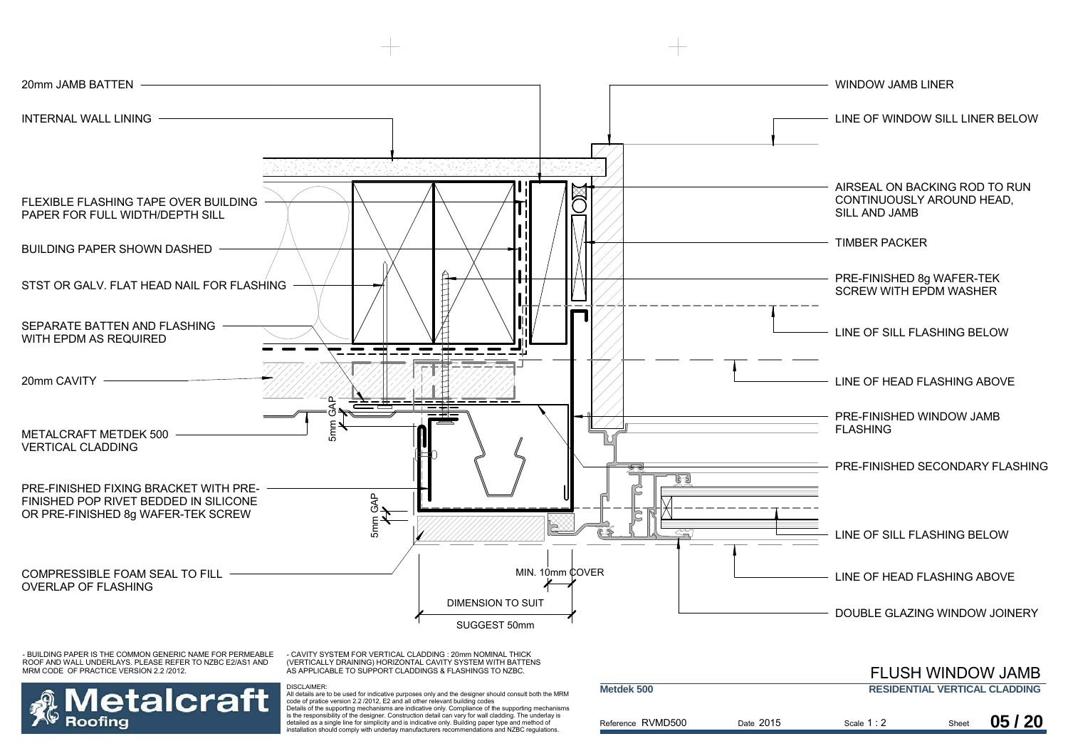20mm JAMB BATTEN

INTERNAL WALL LINING

FLEXIBLE FLASHING TAPE OVER BUILDING PAPER FOR FULL WIDTH/DEPTH SILL

BUILDING PAPER SHOWN DASHED

STST OR GALV. FLAT HEAD NAIL FOR FLASHING

SEPARATE BATTEN AND FLASHING WITH EPDM AS REQUIRED

20mm CAVITY

METALCRAFT METDEK 500 VERTICAL CLADDING

PRE-FINISHED FIXING BRACKET WITH PRE-FINISHED POP RIVET BEDDED IN SILICONE OR PRE-FINISHED 8g WAFER-TEK SCREW

COMPRESSIBLE FOAM SEAL TO FILL OVERLAP OF FLASHING

5mm GAP

5mm GAP

MIN. 10mm COVER

DIMENSION TO SUIT

SUGGEST 50mm

WINDOW JAMB LINER

LINE OF WINDOW SILL LINER BELOW

AIRSEAL ON BACKING ROD TO RUN CONTINUOUSLY AROUND HEAD, SILL AND JAMB

TIMBER PACKER

PRE-FINISHED 8g WAFER-TEK SCREW WITH EPDM WASHER

LINE OF SILL FLASHING BELOW

LINE OF HEAD FLASHING ABOVE

PRE-FINISHED WINDOW JAMB FLASHING

PRE-FINISHED SECONDARY FLASHING

LINE OF SILL FLASHING BELOW

LINE OF HEAD FLASHING ABOVE

DOUBLE GLAZING WINDOW JOINERY

- BUILDING PAPER IS THE COMMON GENERIC NAME FOR PERMEABLE ROOF AND WALL UNDERLAYS. PLEASE REFER TO NZBC E2/AS1 AND MRM CODE OF PRACTICE VERSION 2.2 /2012.

- CAVITY SYSTEM FOR VERTICAL CLADDING : 20mm NOMINAL THICK (VERTICALLY DRAINING) HORIZONTAL CAVITY SYSTEM WITH BATTENS AS APPLICABLE TO SUPPORT CLADDINGS & FLASHINGS TO NZBC.

DISCLAIMER:
All details are to be used for indicative purposes only and the designer should consult both the MRM code of pratice version 2.2 /2012, E2 and all other relevant building codes
Details of the supporting mechanisms are indicative only. Compliance of the supporting mechanisms is the responsibility of the designer. Construction detail can vary for wall cladding. The underlay is detailed as a single line for simplicity and is indicative only. Building paper type and method of installation should comply with underlay manufacturers recommendations and NZBC regulations.

Metalcraft Roofing

# FLUSH WINDOW JAMB

Metdek 500

**RESIDENTIAL VERTICAL CLADDING**

Reference RVMD500 | Date 2015 | Scale 1 : 2 | Sheet 05 / 20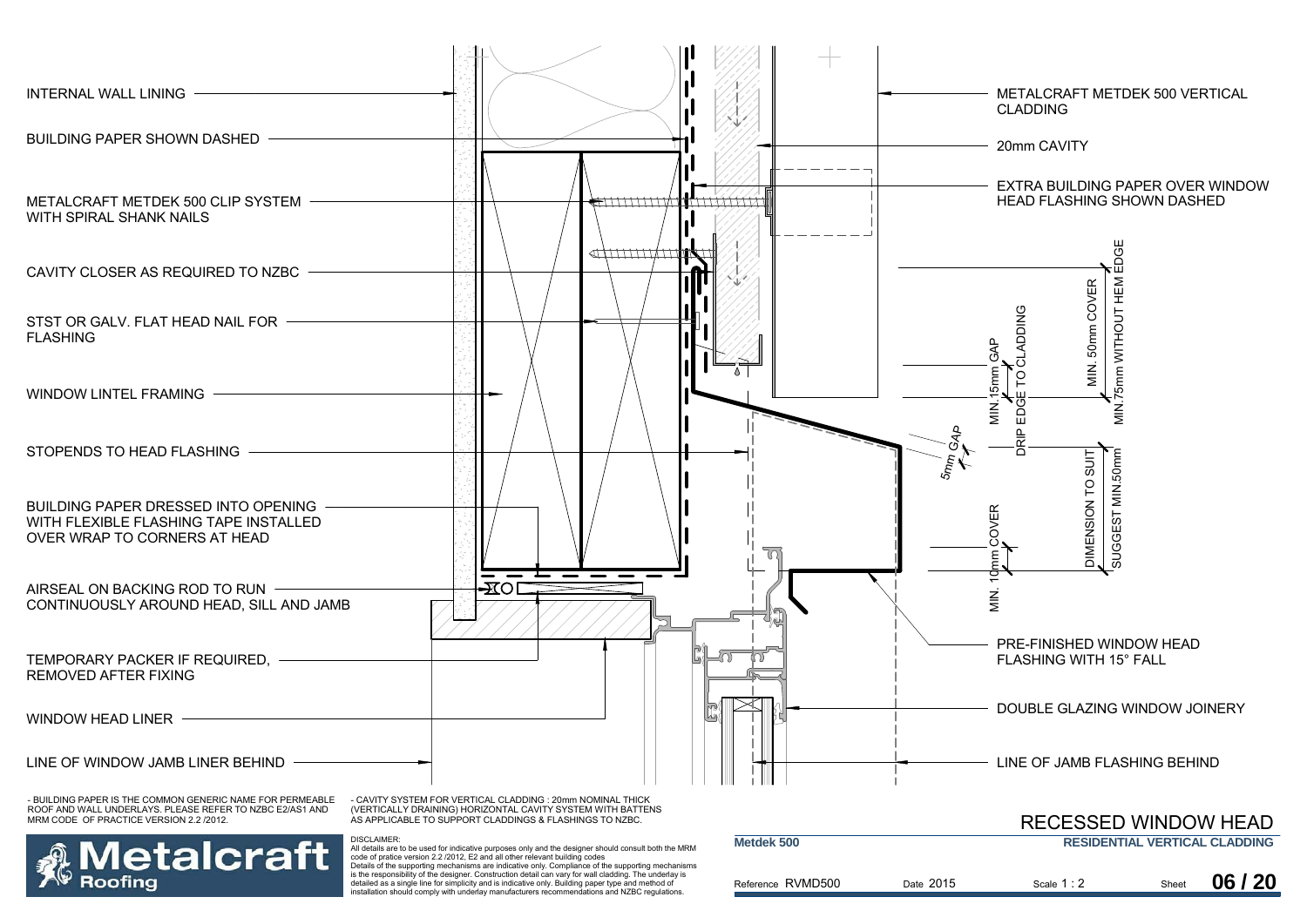INTERNAL WALL LINING

BUILDING PAPER SHOWN DASHED

METALCRAFT METDEK 500 CLIP SYSTEM WITH SPIRAL SHANK NAILS

CAVITY CLOSER AS REQUIRED TO NZBC

STST OR GALV. FLAT HEAD NAIL FOR FLASHING

WINDOW LINTEL FRAMING

STOPENDS TO HEAD FLASHING

BUILDING PAPER DRESSED INTO OPENING WITH FLEXIBLE FLASHING TAPE INSTALLED OVER WRAP TO CORNERS AT HEAD

AIRSEAL ON BACKING ROD TO RUN CONTINUOUSLY AROUND HEAD, SILL AND JAMB

TEMPORARY PACKER IF REQUIRED, REMOVED AFTER FIXING

WINDOW HEAD LINER

LINE OF WINDOW JAMB LINER BEHIND

METALCRAFT METDEK 500 VERTICAL CLADDING

20mm CAVITY

EXTRA BUILDING PAPER OVER WINDOW HEAD FLASHING SHOWN DASHED

MIN.75mm WITHOUT HEM EDGE

MIN. 50mm COVER

DRIP EDGE TO CLADDING

MIN.15mm GAP

5mm GAP

DIMENSION TO SUIT SUGGEST MIN.50mm

MIN. 10mm COVER

PRE-FINISHED WINDOW HEAD FLASHING WITH 15° FALL

DOUBLE GLAZING WINDOW JOINERY

LINE OF JAMB FLASHING BEHIND

- BUILDING PAPER IS THE COMMON GENERIC NAME FOR PERMEABLE ROOF AND WALL UNDERLAYS. PLEASE REFER TO NZBC E2/AS1 AND MRM CODE OF PRACTICE VERSION 2.2 /2012.

- CAVITY SYSTEM FOR VERTICAL CLADDING : 20mm NOMINAL THICK (VERTICALLY DRAINING) HORIZONTAL CAVITY SYSTEM WITH BATTENS AS APPLICABLE TO SUPPORT CLADDINGS & FLASHINGS TO NZBC.

DISCLAIMER:
All details are to be used for indicative purposes only and the designer should consult both the MRM code of pratice version 2.2 /2012, E2 and all other relevant building codes
Details of the supporting mechanisms are indicative only. Compliance of the supporting mechanisms is the responsibility of the designer. Construction detail can vary for wall cladding. The underlay is detailed as a single line for simplicity and is indicative only. Building paper type and method of installation should comply with underlay manufacturers recommendations and NZBC regulations.

Metalcraft Roofing

# RECESSED WINDOW HEAD

Metdek 500 — **RESIDENTIAL VERTICAL CLADDING**

Reference RVMD500 | Date 2015 | Scale 1 : 2 | Sheet **06 / 20**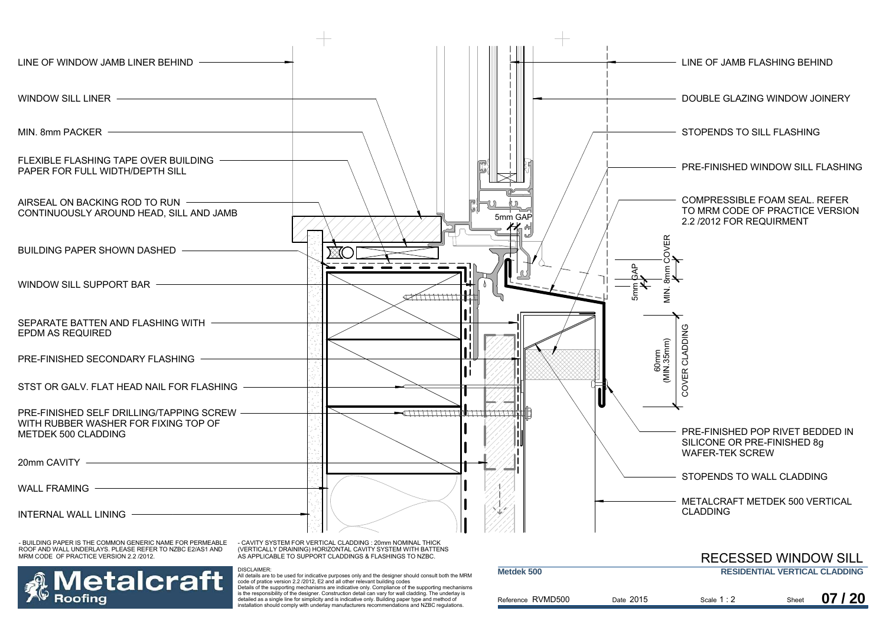LINE OF WINDOW JAMB LINER BEHIND

WINDOW SILL LINER

MIN. 8mm PACKER

FLEXIBLE FLASHING TAPE OVER BUILDING PAPER FOR FULL WIDTH/DEPTH SILL

AIRSEAL ON BACKING ROD TO RUN CONTINUOUSLY AROUND HEAD, SILL AND JAMB

BUILDING PAPER SHOWN DASHED

WINDOW SILL SUPPORT BAR

SEPARATE BATTEN AND FLASHING WITH EPDM AS REQUIRED

PRE-FINISHED SECONDARY FLASHING

STST OR GALV. FLAT HEAD NAIL FOR FLASHING

PRE-FINISHED SELF DRILLING/TAPPING SCREW WITH RUBBER WASHER FOR FIXING TOP OF METDEK 500 CLADDING

20mm CAVITY

WALL FRAMING

INTERNAL WALL LINING

5mm GAP

5mm GAP

MIN. 8mm COVER

60mm (MIN.35mm)

COVER CLADDING

LINE OF JAMB FLASHING BEHIND

DOUBLE GLAZING WINDOW JOINERY

STOPENDS TO SILL FLASHING

PRE-FINISHED WINDOW SILL FLASHING

COMPRESSIBLE FOAM SEAL. REFER TO MRM CODE OF PRACTICE VERSION 2.2 /2012 FOR REQUIRMENT

PRE-FINISHED POP RIVET BEDDED IN SILICONE OR PRE-FINISHED 8g WAFER-TEK SCREW

STOPENDS TO WALL CLADDING

METALCRAFT METDEK 500 VERTICAL CLADDING

- BUILDING PAPER IS THE COMMON GENERIC NAME FOR PERMEABLE ROOF AND WALL UNDERLAYS. PLEASE REFER TO NZBC E2/AS1 AND MRM CODE OF PRACTICE VERSION 2.2 /2012.

- CAVITY SYSTEM FOR VERTICAL CLADDING : 20mm NOMINAL THICK (VERTICALLY DRAINING) HORIZONTAL CAVITY SYSTEM WITH BATTENS AS APPLICABLE TO SUPPORT CLADDINGS & FLASHINGS TO NZBC.

Metalcraft Roofing

DISCLAIMER:
All details are to be used for indicative purposes only and the designer should consult both the MRM code of pratice version 2.2 /2012, E2 and all other relevant building codes
Details of the supporting mechanisms are indicative only. Compliance of the supporting mechanisms is the responsibility of the designer. Construction detail can vary for wall cladding. The underlay is detailed as a single line for simplicity and is indicative only. Building paper type and method of installation should comply with underlay manufacturers recommendations and NZBC regulations.

# RECESSED WINDOW SILL

**Metdek 500** | **RESIDENTIAL VERTICAL CLADDING**

Reference RVMD500 | Date 2015 | Scale 1 : 2 | Sheet **07 / 20**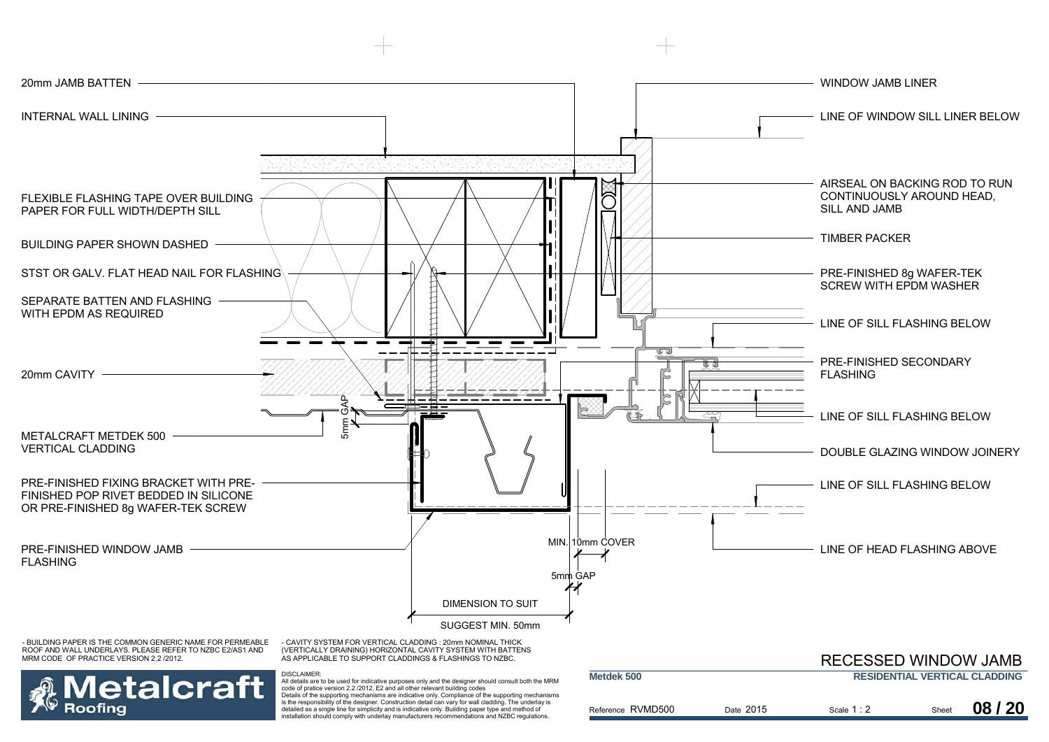20mm JAMB BATTEN

INTERNAL WALL LINING

FLEXIBLE FLASHING TAPE OVER BUILDING PAPER FOR FULL WIDTH/DEPTH SILL

BUILDING PAPER SHOWN DASHED

STST OR GALV. FLAT HEAD NAIL FOR FLASHING

SEPARATE BATTEN AND FLASHING WITH EPDM AS REQUIRED

20mm CAVITY

METALCRAFT METDEK 500 VERTICAL CLADDING

PRE-FINISHED FIXING BRACKET WITH PRE-FINISHED POP RIVET BEDDED IN SILICONE OR PRE-FINISHED 8g WAFER-TEK SCREW

PRE-FINISHED WINDOW JAMB FLASHING

5mm GAP

MIN. 10mm COVER

5mm GAP

DIMENSION TO SUIT

SUGGEST MIN. 50mm

WINDOW JAMB LINER

LINE OF WINDOW SILL LINER BELOW

AIRSEAL ON BACKING ROD TO RUN CONTINUOUSLY AROUND HEAD, SILL AND JAMB

TIMBER PACKER

PRE-FINISHED 8g WAFER-TEK SCREW WITH EPDM WASHER

LINE OF SILL FLASHING BELOW

PRE-FINISHED SECONDARY FLASHING

LINE OF SILL FLASHING BELOW

DOUBLE GLAZING WINDOW JOINERY

LINE OF SILL FLASHING BELOW

LINE OF HEAD FLASHING ABOVE

- BUILDING PAPER IS THE COMMON GENERIC NAME FOR PERMEABLE ROOF AND WALL UNDERLAYS. PLEASE REFER TO NZBC E2/AS1 AND MRM CODE OF PRACTICE VERSION 2.2 /2012.

- CAVITY SYSTEM FOR VERTICAL CLADDING : 20mm NOMINAL THICK (VERTICALLY DRAINING) HORIZONTAL CAVITY SYSTEM WITH BATTENS AS APPLICABLE TO SUPPORT CLADDINGS & FLASHINGS TO NZBC.

# RECESSED WINDOW JAMB

**RESIDENTIAL VERTICAL CLADDING**

**Metalcraft Roofing**

DISCLAIMER:
All details are to be used for indicative purposes only and the designer should consult both the MRM code of pratice version 2.2 /2012, E2 and all other relevant building codes
Details of the supporting mechanisms are indicative only. Compliance of the supporting mechanisms is the responsibility of the designer. Construction detail can vary for wall cladding. The underlay is detailed as a single line for simplicity and is indicative only. Building paper type and method of installation should comply with underlay manufacturers recommendations and NZBC regulations.

**Metdek 500**

Reference RVMD500 | Date 2015 | Scale 1 : 2 | Sheet **08 / 20**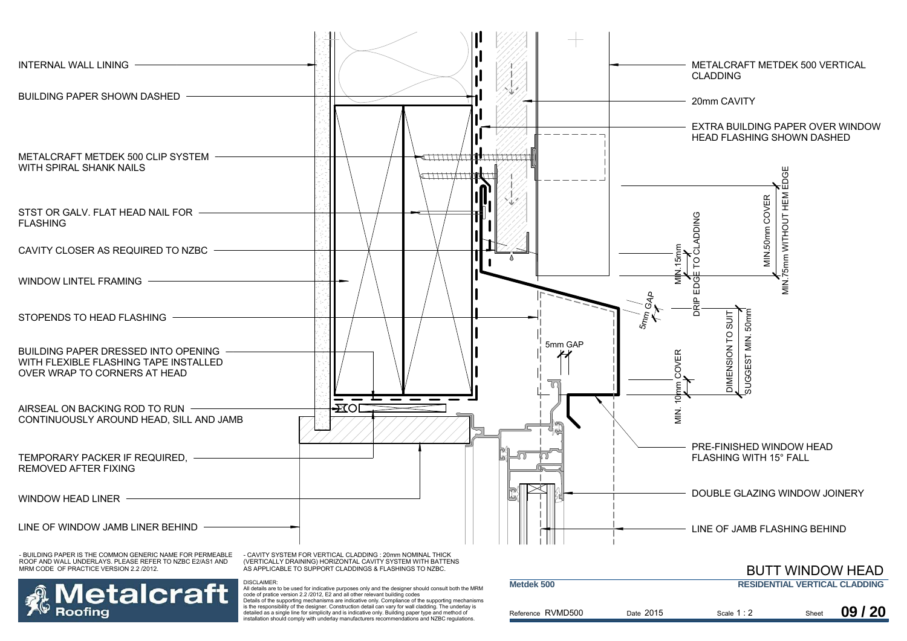INTERNAL WALL LINING

BUILDING PAPER SHOWN DASHED

METALCRAFT METDEK 500 CLIP SYSTEM WITH SPIRAL SHANK NAILS

STST OR GALV. FLAT HEAD NAIL FOR FLASHING

CAVITY CLOSER AS REQUIRED TO NZBC

WINDOW LINTEL FRAMING

STOPENDS TO HEAD FLASHING

BUILDING PAPER DRESSED INTO OPENING WITH FLEXIBLE FLASHING TAPE INSTALLED OVER WRAP TO CORNERS AT HEAD

AIRSEAL ON BACKING ROD TO RUN CONTINUOUSLY AROUND HEAD, SILL AND JAMB

TEMPORARY PACKER IF REQUIRED, REMOVED AFTER FIXING

WINDOW HEAD LINER

LINE OF WINDOW JAMB LINER BEHIND

METALCRAFT METDEK 500 VERTICAL CLADDING

20mm CAVITY

EXTRA BUILDING PAPER OVER WINDOW HEAD FLASHING SHOWN DASHED

MIN.75mm WITHOUT HEM EDGE

MIN.50mm COVER

DRIP EDGE TO CLADDING

MIN.15mm

5mm GAP

5mm GAP

DIMENSION TO SUIT SUGGEST MIN. 50mm

MIN. 10mm COVER

PRE-FINISHED WINDOW HEAD FLASHING WITH 15° FALL

DOUBLE GLAZING WINDOW JOINERY

LINE OF JAMB FLASHING BEHIND

- BUILDING PAPER IS THE COMMON GENERIC NAME FOR PERMEABLE ROOF AND WALL UNDERLAYS. PLEASE REFER TO NZBC E2/AS1 AND MRM CODE OF PRACTICE VERSION 2.2 /2012.

- CAVITY SYSTEM FOR VERTICAL CLADDING : 20mm NOMINAL THICK (VERTICALLY DRAINING) HORIZONTAL CAVITY SYSTEM WITH BATTENS AS APPLICABLE TO SUPPORT CLADDINGS & FLASHINGS TO NZBC.

Metalcraft Roofing

DISCLAIMER:
All details are to be used for indicative purposes only and the designer should consult both the MRM code of pratice version 2.2 /2012, E2 and all other relevant building codes
Details of the supporting mechanisms are indicative only. Compliance of the supporting mechanisms is the responsibility of the designer. Construction detail can vary for wall cladding. The underlay is detailed as a single line for simplicity and is indicative only. Building paper type and method of installation should comply with underlay manufacturers recommendations and NZBC regulations.

# BUTT WINDOW HEAD

**Metdek 500** — **RESIDENTIAL VERTICAL CLADDING**

Reference RVMD500 | Date 2015 | Scale 1 : 2 | Sheet **09 / 20**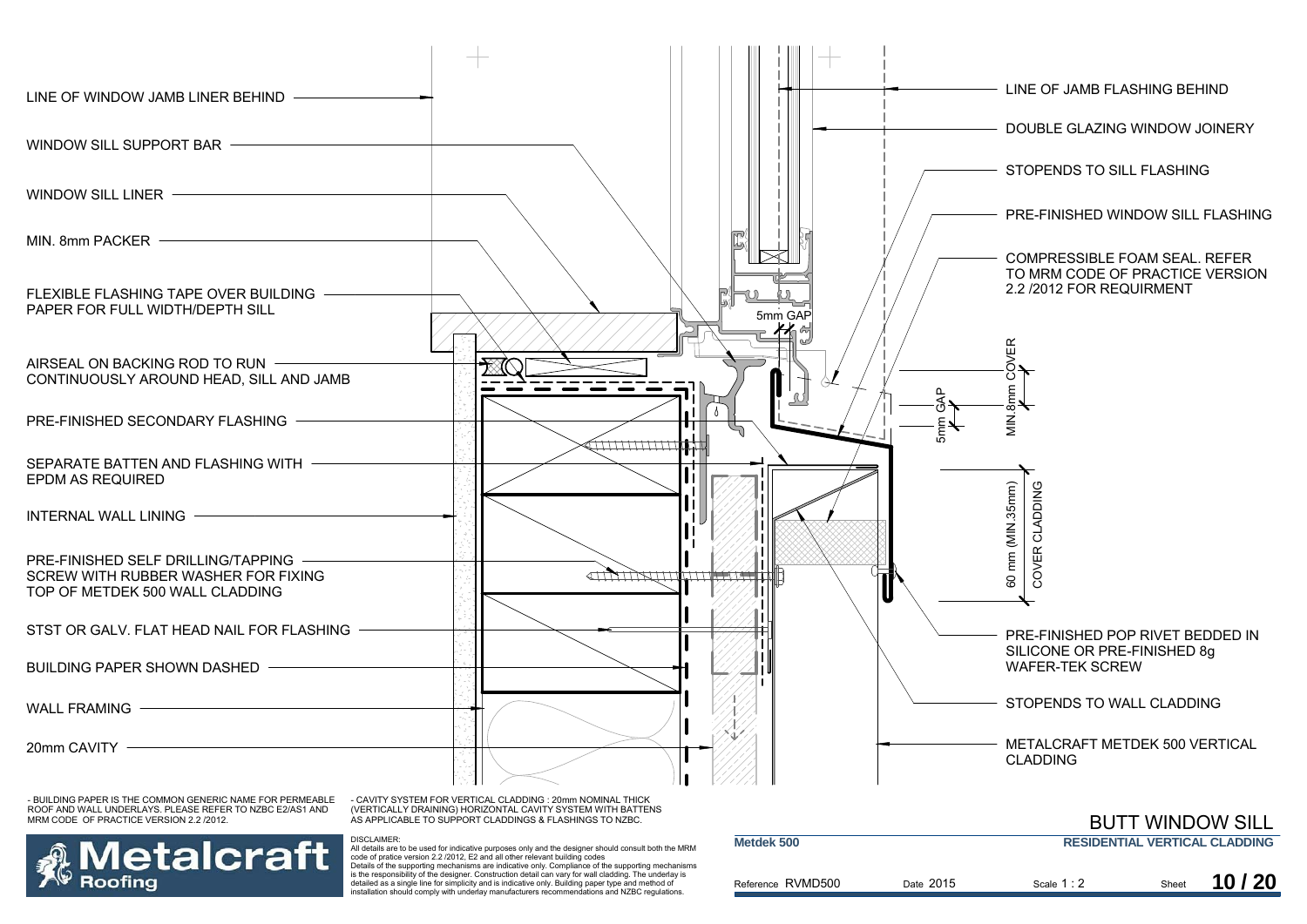LINE OF WINDOW JAMB LINER BEHIND

WINDOW SILL SUPPORT BAR

WINDOW SILL LINER

MIN. 8mm PACKER

FLEXIBLE FLASHING TAPE OVER BUILDING PAPER FOR FULL WIDTH/DEPTH SILL

AIRSEAL ON BACKING ROD TO RUN CONTINUOUSLY AROUND HEAD, SILL AND JAMB

PRE-FINISHED SECONDARY FLASHING

SEPARATE BATTEN AND FLASHING WITH EPDM AS REQUIRED

INTERNAL WALL LINING

PRE-FINISHED SELF DRILLING/TAPPING SCREW WITH RUBBER WASHER FOR FIXING TOP OF METDEK 500 WALL CLADDING

STST OR GALV. FLAT HEAD NAIL FOR FLASHING

BUILDING PAPER SHOWN DASHED

WALL FRAMING

20mm CAVITY

LINE OF JAMB FLASHING BEHIND

DOUBLE GLAZING WINDOW JOINERY

STOPENDS TO SILL FLASHING

PRE-FINISHED WINDOW SILL FLASHING

COMPRESSIBLE FOAM SEAL. REFER TO MRM CODE OF PRACTICE VERSION 2.2 /2012 FOR REQUIRMENT

5mm GAP

MIN.8mm COVER

5mm GAP

60 mm (MIN.35mm) COVER CLADDING

PRE-FINISHED POP RIVET BEDDED IN SILICONE OR PRE-FINISHED 8g WAFER-TEK SCREW

STOPENDS TO WALL CLADDING

METALCRAFT METDEK 500 VERTICAL CLADDING

- BUILDING PAPER IS THE COMMON GENERIC NAME FOR PERMEABLE ROOF AND WALL UNDERLAYS. PLEASE REFER TO NZBC E2/AS1 AND MRM CODE OF PRACTICE VERSION 2.2 /2012.

- CAVITY SYSTEM FOR VERTICAL CLADDING : 20mm NOMINAL THICK (VERTICALLY DRAINING) HORIZONTAL CAVITY SYSTEM WITH BATTENS AS APPLICABLE TO SUPPORT CLADDINGS & FLASHINGS TO NZBC.

Metalcraft Roofing

DISCLAIMER:
All details are to be used for indicative purposes only and the designer should consult both the MRM code of pratice version 2.2 /2012, E2 and all other relevant building codes
Details of the supporting mechanisms are indicative only. Compliance of the supporting mechanisms is the responsibility of the designer. Construction detail can vary for wall cladding. The underlay is detailed as a single line for simplicity and is indicative only. Building paper type and method of installation should comply with underlay manufacturers recommendations and NZBC regulations.

# BUTT WINDOW SILL

**Metdek 500** | **RESIDENTIAL VERTICAL CLADDING**

Reference RVMD500 | Date 2015 | Scale 1 : 2 | Sheet **10 / 20**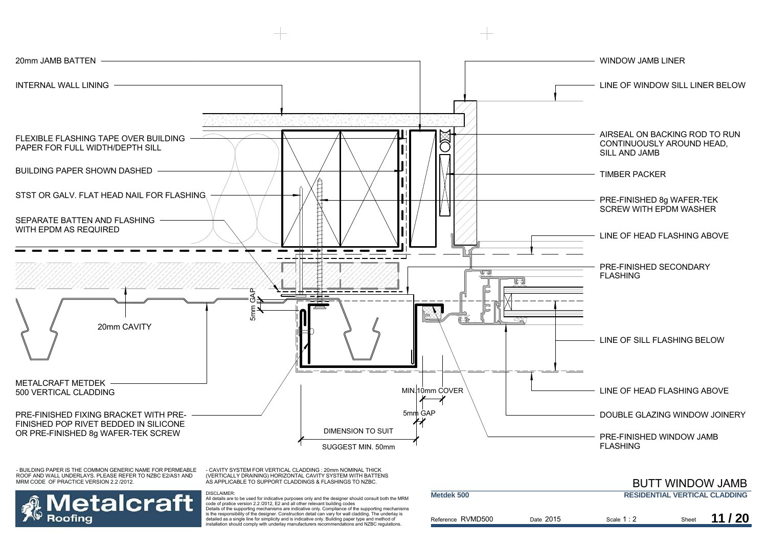20mm JAMB BATTEN

INTERNAL WALL LINING

FLEXIBLE FLASHING TAPE OVER BUILDING PAPER FOR FULL WIDTH/DEPTH SILL

BUILDING PAPER SHOWN DASHED

STST OR GALV. FLAT HEAD NAIL FOR FLASHING

SEPARATE BATTEN AND FLASHING WITH EPDM AS REQUIRED

20mm CAVITY

5mm GAP

METALCRAFT METDEK 500 VERTICAL CLADDING

PRE-FINISHED FIXING BRACKET WITH PRE-FINISHED POP RIVET BEDDED IN SILICONE OR PRE-FINISHED 8g WAFER-TEK SCREW

MIN. 10mm COVER

5mm GAP

DIMENSION TO SUIT

SUGGEST MIN. 50mm

WINDOW JAMB LINER

LINE OF WINDOW SILL LINER BELOW

AIRSEAL ON BACKING ROD TO RUN CONTINUOUSLY AROUND HEAD, SILL AND JAMB

TIMBER PACKER

PRE-FINISHED 8g WAFER-TEK SCREW WITH EPDM WASHER

LINE OF HEAD FLASHING ABOVE

PRE-FINISHED SECONDARY FLASHING

LINE OF SILL FLASHING BELOW

LINE OF HEAD FLASHING ABOVE

DOUBLE GLAZING WINDOW JOINERY

PRE-FINISHED WINDOW JAMB FLASHING

- BUILDING PAPER IS THE COMMON GENERIC NAME FOR PERMEABLE ROOF AND WALL UNDERLAYS. PLEASE REFER TO NZBC E2/AS1 AND MRM CODE OF PRACTICE VERSION 2.2 /2012.

- CAVITY SYSTEM FOR VERTICAL CLADDING : 20mm NOMINAL THICK (VERTICALLY DRAINING) HORIZONTAL CAVITY SYSTEM WITH BATTENS AS APPLICABLE TO SUPPORT CLADDINGS & FLASHINGS TO NZBC.

DISCLAIMER:
All details are to be used for indicative purposes only and the designer should consult both the MRM code of pratice version 2.2 /2012, E2 and all other relevant building codes
Details of the supporting mechanisms are indicative only. Compliance of the supporting mechanisms is the responsibility of the designer. Construction detail can vary for wall cladding. The underlay is detailed as a single line for simplicity and is indicative only. Building paper type and method of installation should comply with underlay manufacturers recommendations and NZBC regulations.

Metalcraft Roofing

# BUTT WINDOW JAMB

Metdek 500

**RESIDENTIAL VERTICAL CLADDING**

| Reference | Date | Scale | Sheet |
| --- | --- | --- | --- |
| RVMD500 | 2015 | 1 : 2 | 11 / 20 |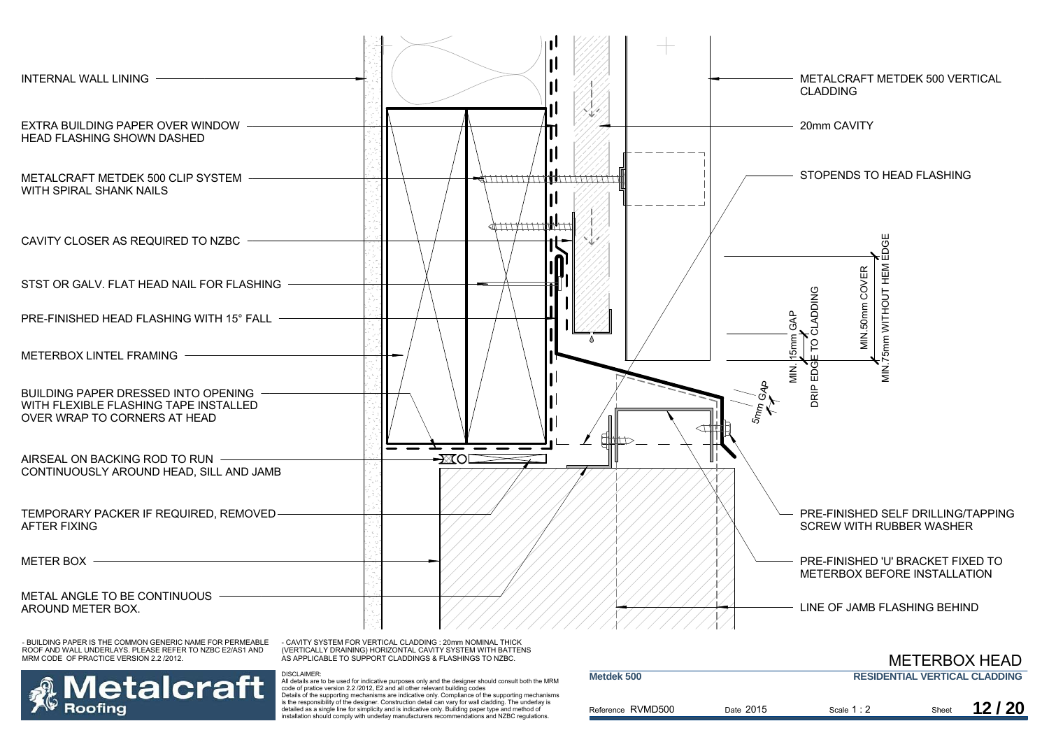INTERNAL WALL LINING

EXTRA BUILDING PAPER OVER WINDOW HEAD FLASHING SHOWN DASHED

METALCRAFT METDEK 500 CLIP SYSTEM WITH SPIRAL SHANK NAILS

CAVITY CLOSER AS REQUIRED TO NZBC

STST OR GALV. FLAT HEAD NAIL FOR FLASHING

PRE-FINISHED HEAD FLASHING WITH 15° FALL

METERBOX LINTEL FRAMING

BUILDING PAPER DRESSED INTO OPENING WITH FLEXIBLE FLASHING TAPE INSTALLED OVER WRAP TO CORNERS AT HEAD

AIRSEAL ON BACKING ROD TO RUN CONTINUOUSLY AROUND HEAD, SILL AND JAMB

TEMPORARY PACKER IF REQUIRED, REMOVED AFTER FIXING

METER BOX

METAL ANGLE TO BE CONTINUOUS AROUND METER BOX.

METALCRAFT METDEK 500 VERTICAL CLADDING

20mm CAVITY

STOPENDS TO HEAD FLASHING

MIN. 15mm GAP

DRIP EDGE TO CLADDING

MIN.50mm COVER

MIN.75mm WITHOUT HEM EDGE

5mm GAP

PRE-FINISHED SELF DRILLING/TAPPING SCREW WITH RUBBER WASHER

PRE-FINISHED 'U' BRACKET FIXED TO METERBOX BEFORE INSTALLATION

LINE OF JAMB FLASHING BEHIND

- BUILDING PAPER IS THE COMMON GENERIC NAME FOR PERMEABLE ROOF AND WALL UNDERLAYS. PLEASE REFER TO NZBC E2/AS1 AND MRM CODE OF PRACTICE VERSION 2.2 /2012.

- CAVITY SYSTEM FOR VERTICAL CLADDING : 20mm NOMINAL THICK (VERTICALLY DRAINING) HORIZONTAL CAVITY SYSTEM WITH BATTENS AS APPLICABLE TO SUPPORT CLADDINGS & FLASHINGS TO NZBC.

DISCLAIMER:
All details are to be used for indicative purposes only and the designer should consult both the MRM code of pratice version 2.2 /2012, E2 and all other relevant building codes
Details of the supporting mechanisms are indicative only. Compliance of the supporting mechanisms is the responsibility of the designer. Construction detail can vary for wall cladding. The underlay is detailed as a single line for simplicity and is indicative only. Building paper type and method of installation should comply with underlay manufacturers recommendations and NZBC regulations.

Metalcraft Roofing

# METERBOX HEAD

**Metdek 500** | **RESIDENTIAL VERTICAL CLADDING**

Reference RVMD500 | Date 2015 | Scale 1 : 2 | Sheet **12 / 20**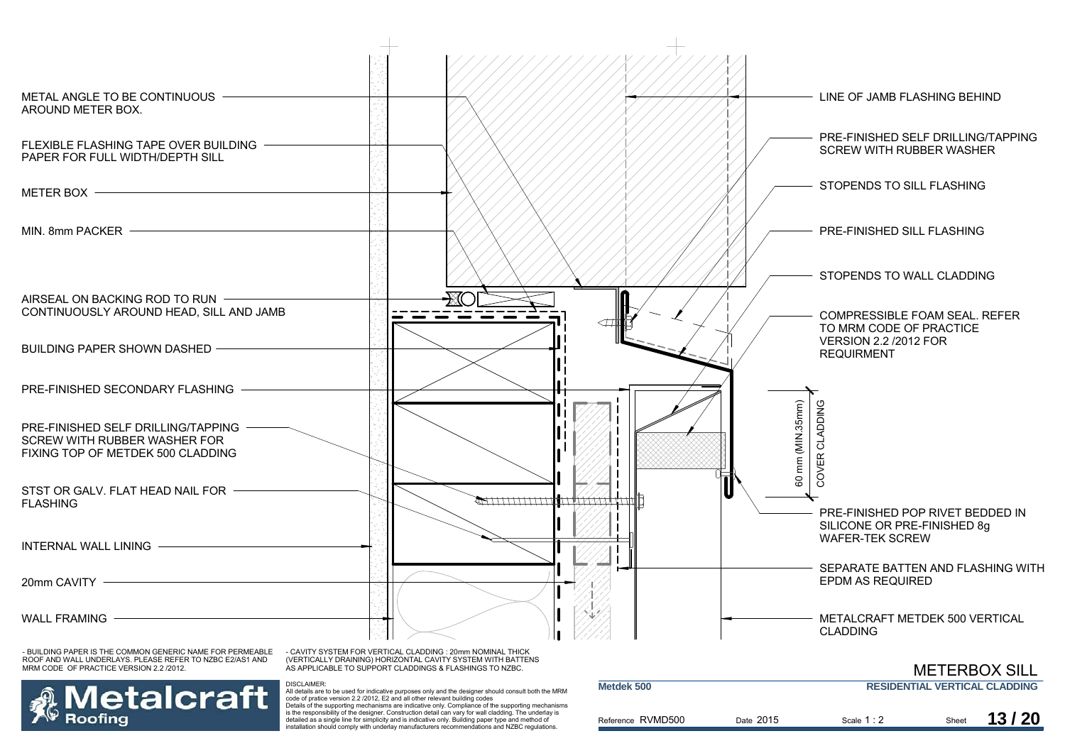METAL ANGLE TO BE CONTINUOUS AROUND METER BOX.

FLEXIBLE FLASHING TAPE OVER BUILDING PAPER FOR FULL WIDTH/DEPTH SILL

METER BOX

MIN. 8mm PACKER

AIRSEAL ON BACKING ROD TO RUN CONTINUOUSLY AROUND HEAD, SILL AND JAMB

BUILDING PAPER SHOWN DASHED

PRE-FINISHED SECONDARY FLASHING

PRE-FINISHED SELF DRILLING/TAPPING SCREW WITH RUBBER WASHER FOR FIXING TOP OF METDEK 500 CLADDING

STST OR GALV. FLAT HEAD NAIL FOR FLASHING

INTERNAL WALL LINING

20mm CAVITY

WALL FRAMING

LINE OF JAMB FLASHING BEHIND

PRE-FINISHED SELF DRILLING/TAPPING SCREW WITH RUBBER WASHER

STOPENDS TO SILL FLASHING

PRE-FINISHED SILL FLASHING

STOPENDS TO WALL CLADDING

COMPRESSIBLE FOAM SEAL. REFER TO MRM CODE OF PRACTICE VERSION 2.2 /2012 FOR REQUIRMENT

60 mm (MIN.35mm) COVER CLADDING

PRE-FINISHED POP RIVET BEDDED IN SILICONE OR PRE-FINISHED 8g WAFER-TEK SCREW

SEPARATE BATTEN AND FLASHING WITH EPDM AS REQUIRED

METALCRAFT METDEK 500 VERTICAL CLADDING

- BUILDING PAPER IS THE COMMON GENERIC NAME FOR PERMEABLE ROOF AND WALL UNDERLAYS. PLEASE REFER TO NZBC E2/AS1 AND MRM CODE OF PRACTICE VERSION 2.2 /2012.

- CAVITY SYSTEM FOR VERTICAL CLADDING : 20mm NOMINAL THICK (VERTICALLY DRAINING) HORIZONTAL CAVITY SYSTEM WITH BATTENS AS APPLICABLE TO SUPPORT CLADDINGS & FLASHINGS TO NZBC.

DISCLAIMER:
All details are to be used for indicative purposes only and the designer should consult both the MRM code of pratice version 2.2 /2012, E2 and all other relevant building codes
Details of the supporting mechanisms are indicative only. Compliance of the supporting mechanisms is the responsibility of the designer. Construction detail can vary for wall cladding. The underlay is detailed as a single line for simplicity and is indicative only. Building paper type and method of installation should comply with underlay manufacturers recommendations and NZBC regulations.

Metalcraft Roofing

# METERBOX SILL

| | | | |
|---|---|---|---|
| Metdek 500 | | RESIDENTIAL VERTICAL CLADDING | |
| Reference RVMD500 | Date 2015 | Scale 1 : 2 | Sheet 13 / 20 |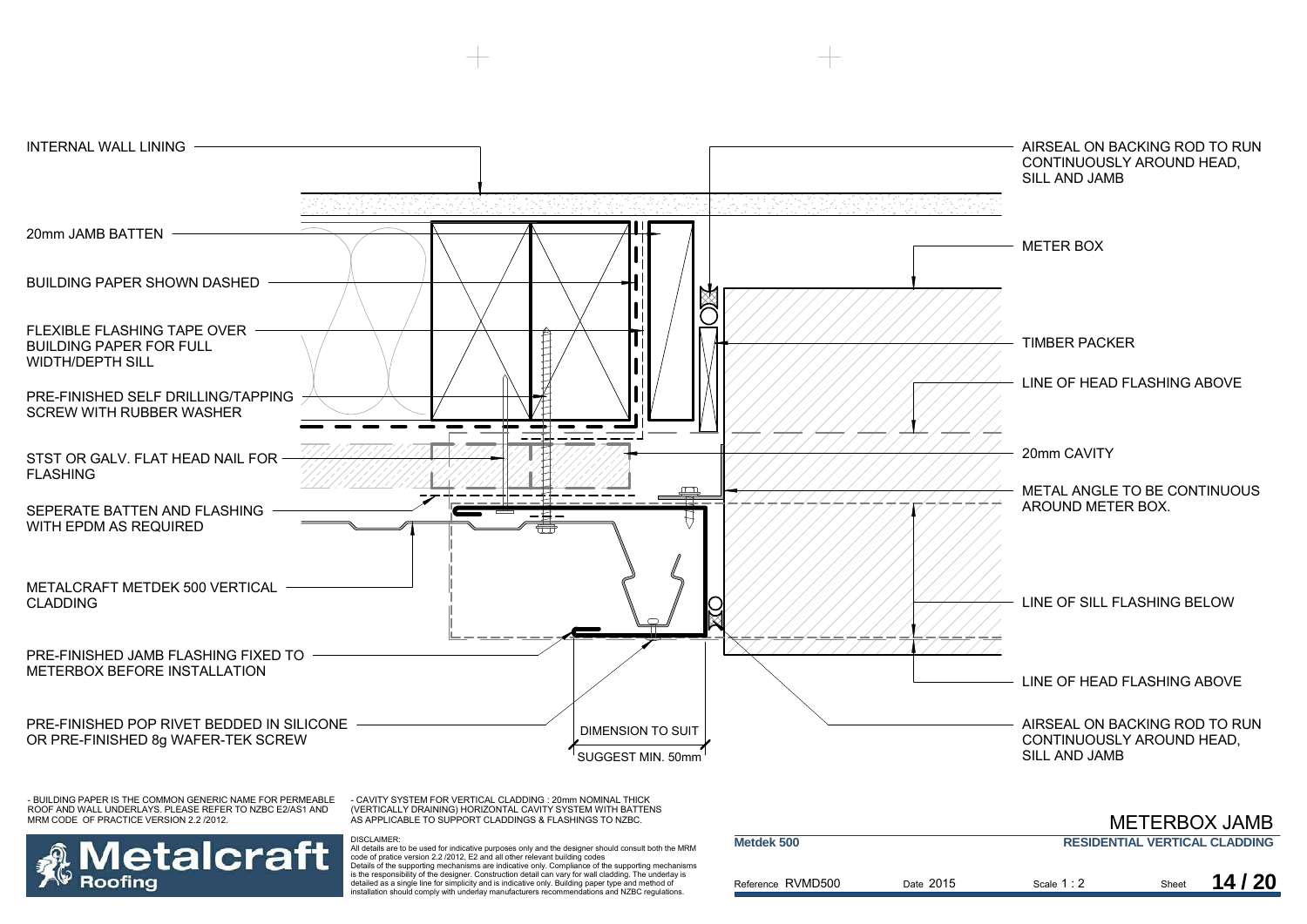INTERNAL WALL LINING

20mm JAMB BATTEN

BUILDING PAPER SHOWN DASHED

FLEXIBLE FLASHING TAPE OVER BUILDING PAPER FOR FULL WIDTH/DEPTH SILL

PRE-FINISHED SELF DRILLING/TAPPING SCREW WITH RUBBER WASHER

STST OR GALV. FLAT HEAD NAIL FOR FLASHING

SEPERATE BATTEN AND FLASHING WITH EPDM AS REQUIRED

METALCRAFT METDEK 500 VERTICAL CLADDING

PRE-FINISHED JAMB FLASHING FIXED TO METERBOX BEFORE INSTALLATION

PRE-FINISHED POP RIVET BEDDED IN SILICONE OR PRE-FINISHED 8g WAFER-TEK SCREW

DIMENSION TO SUIT

SUGGEST MIN. 50mm

AIRSEAL ON BACKING ROD TO RUN CONTINUOUSLY AROUND HEAD, SILL AND JAMB

METER BOX

TIMBER PACKER

LINE OF HEAD FLASHING ABOVE

20mm CAVITY

METAL ANGLE TO BE CONTINUOUS AROUND METER BOX.

LINE OF SILL FLASHING BELOW

LINE OF HEAD FLASHING ABOVE

AIRSEAL ON BACKING ROD TO RUN CONTINUOUSLY AROUND HEAD, SILL AND JAMB

- BUILDING PAPER IS THE COMMON GENERIC NAME FOR PERMEABLE ROOF AND WALL UNDERLAYS. PLEASE REFER TO NZBC E2/AS1 AND MRM CODE OF PRACTICE VERSION 2.2 /2012.

- CAVITY SYSTEM FOR VERTICAL CLADDING : 20mm NOMINAL THICK (VERTICALLY DRAINING) HORIZONTAL CAVITY SYSTEM WITH BATTENS AS APPLICABLE TO SUPPORT CLADDINGS & FLASHINGS TO NZBC.

DISCLAIMER:
All details are to be used for indicative purposes only and the designer should consult both the MRM code of pratice version 2.2 /2012, E2 and all other relevant building codes
Details of the supporting mechanisms are indicative only. Compliance of the supporting mechanisms is the responsibility of the designer. Construction detail can vary for wall cladding. The underlay is detailed as a single line for simplicity and is indicative only. Building paper type and method of installation should comply with underlay manufacturers recommendations and NZBC regulations.

Metalcraft Roofing

# METERBOX JAMB

Metdek 500 — RESIDENTIAL VERTICAL CLADDING

Reference RVMD500 | Date 2015 | Scale 1 : 2 | Sheet 14 / 20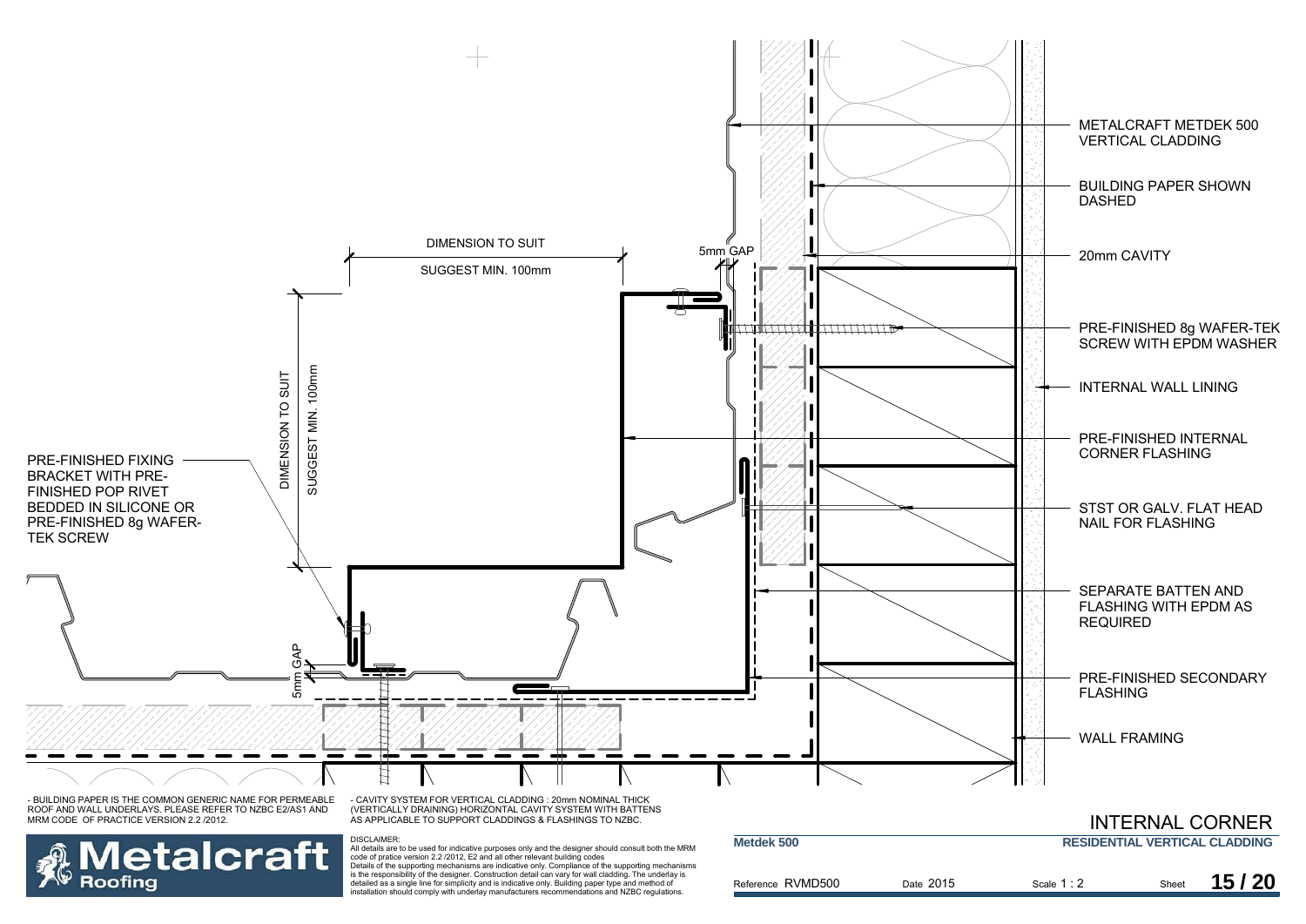METALCRAFT METDEK 500 VERTICAL CLADDING

BUILDING PAPER SHOWN DASHED

20mm CAVITY

PRE-FINISHED 8g WAFER-TEK SCREW WITH EPDM WASHER

INTERNAL WALL LINING

PRE-FINISHED INTERNAL CORNER FLASHING

STST OR GALV. FLAT HEAD NAIL FOR FLASHING

SEPARATE BATTEN AND FLASHING WITH EPDM AS REQUIRED

PRE-FINISHED SECONDARY FLASHING

WALL FRAMING

DIMENSION TO SUIT

SUGGEST MIN. 100mm

5mm GAP

DIMENSION TO SUIT

SUGGEST MIN. 100mm

PRE-FINISHED FIXING BRACKET WITH PRE-FINISHED POP RIVET BEDDED IN SILICONE OR PRE-FINISHED 8g WAFER-TEK SCREW

5mm GAP

- BUILDING PAPER IS THE COMMON GENERIC NAME FOR PERMEABLE ROOF AND WALL UNDERLAYS. PLEASE REFER TO NZBC E2/AS1 AND MRM CODE OF PRACTICE VERSION 2.2 /2012.

- CAVITY SYSTEM FOR VERTICAL CLADDING : 20mm NOMINAL THICK (VERTICALLY DRAINING) HORIZONTAL CAVITY SYSTEM WITH BATTENS AS APPLICABLE TO SUPPORT CLADDINGS & FLASHINGS TO NZBC.

**Metalcraft Roofing**

DISCLAIMER:
All details are to be used for indicative purposes only and the designer should consult both the MRM code of pratice version 2.2 /2012, E2 and all other relevant building codes
Details of the supporting mechanisms are indicative only. Compliance of the supporting mechanisms is the responsibility of the designer. Construction detail can vary for wall cladding. The underlay is detailed as a single line for simplicity and is indicative only. Building paper type and method of installation should comply with underlay manufacturers recommendations and NZBC regulations.

# INTERNAL CORNER

**Metdek 500** — **RESIDENTIAL VERTICAL CLADDING**

Reference RVMD500 | Date 2015 | Scale 1 : 2 | Sheet **15 / 20**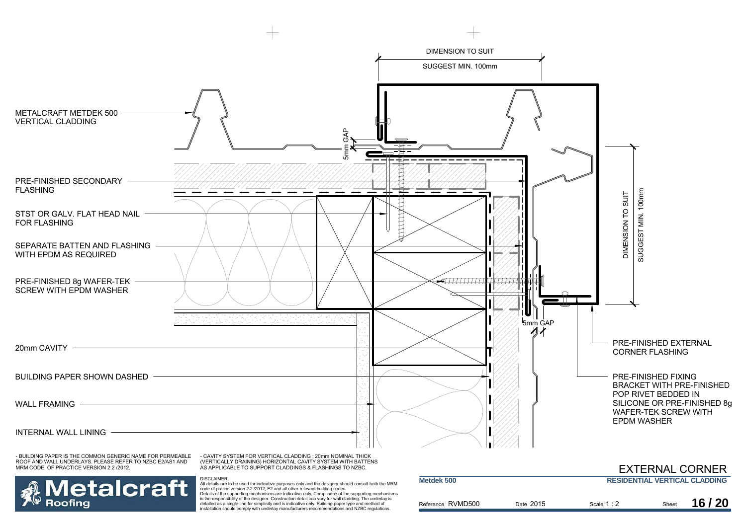DIMENSION TO SUIT

SUGGEST MIN. 100mm

METALCRAFT METDEK 500 VERTICAL CLADDING

5mm GAP

PRE-FINISHED SECONDARY FLASHING

STST OR GALV. FLAT HEAD NAIL FOR FLASHING

SEPARATE BATTEN AND FLASHING WITH EPDM AS REQUIRED

PRE-FINISHED 8g WAFER-TEK SCREW WITH EPDM WASHER

DIMENSION TO SUIT

SUGGEST MIN. 100mm

5mm GAP

20mm CAVITY

BUILDING PAPER SHOWN DASHED

WALL FRAMING

INTERNAL WALL LINING

PRE-FINISHED EXTERNAL CORNER FLASHING

PRE-FINISHED FIXING BRACKET WITH PRE-FINISHED POP RIVET BEDDED IN SILICONE OR PRE-FINISHED 8g WAFER-TEK SCREW WITH EPDM WASHER

- BUILDING PAPER IS THE COMMON GENERIC NAME FOR PERMEABLE ROOF AND WALL UNDERLAYS. PLEASE REFER TO NZBC E2/AS1 AND MRM CODE OF PRACTICE VERSION 2.2 /2012.

- CAVITY SYSTEM FOR VERTICAL CLADDING : 20mm NOMINAL THICK (VERTICALLY DRAINING) HORIZONTAL CAVITY SYSTEM WITH BATTENS AS APPLICABLE TO SUPPORT CLADDINGS & FLASHINGS TO NZBC.

DISCLAIMER:
All details are to be used for indicative purposes only and the designer should consult both the MRM code of pratice version 2.2 /2012, E2 and all other relevant building codes
Details of the supporting mechanisms are indicative only. Compliance of the supporting mechanisms is the responsibility of the designer. Construction detail can vary for wall cladding. The underlay is detailed as a single line for simplicity and is indicative only. Building paper type and method of installation should comply with underlay manufacturers recommendations and NZBC regulations.

Metalcraft Roofing

# EXTERNAL CORNER

**Metdek 500** — **RESIDENTIAL VERTICAL CLADDING**

Reference RVMD500 | Date 2015 | Scale 1 : 2 | Sheet **16 / 20**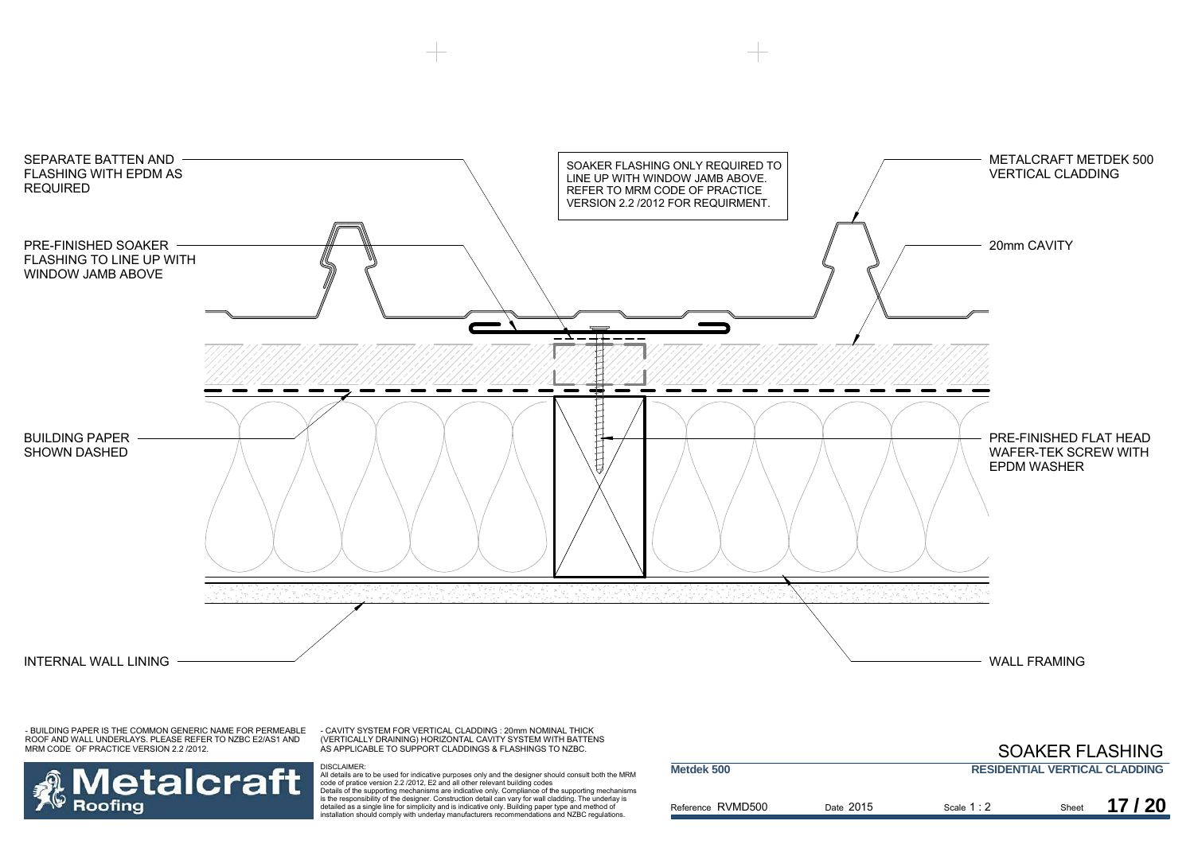SEPARATE BATTEN AND FLASHING WITH EPDM AS REQUIRED

PRE-FINISHED SOAKER FLASHING TO LINE UP WITH WINDOW JAMB ABOVE

SOAKER FLASHING ONLY REQUIRED TO LINE UP WITH WINDOW JAMB ABOVE. REFER TO MRM CODE OF PRACTICE VERSION 2.2 /2012 FOR REQUIRMENT.

METALCRAFT METDEK 500 VERTICAL CLADDING

20mm CAVITY

BUILDING PAPER SHOWN DASHED

PRE-FINISHED FLAT HEAD WAFER-TEK SCREW WITH EPDM WASHER

INTERNAL WALL LINING

WALL FRAMING

- BUILDING PAPER IS THE COMMON GENERIC NAME FOR PERMEABLE ROOF AND WALL UNDERLAYS. PLEASE REFER TO NZBC E2/AS1 AND MRM CODE OF PRACTICE VERSION 2.2 /2012.

- CAVITY SYSTEM FOR VERTICAL CLADDING : 20mm NOMINAL THICK (VERTICALLY DRAINING) HORIZONTAL CAVITY SYSTEM WITH BATTENS AS APPLICABLE TO SUPPORT CLADDINGS & FLASHINGS TO NZBC.

DISCLAIMER:
All details are to be used for indicative purposes only and the designer should consult both the MRM code of pratice version 2.2 /2012, E2 and all other relevant building codes
Details of the supporting mechanisms are indicative only. Compliance of the supporting mechanisms is the responsibility of the designer. Construction detail can vary for wall cladding. The underlay is detailed as a single line for simplicity and is indicative only. Building paper type and method of installation should comply with underlay manufacturers recommendations and NZBC regulations.

Metalcraft Roofing

# SOAKER FLASHING

**Metdek 500** — **RESIDENTIAL VERTICAL CLADDING**

Reference RVMD500 | Date 2015 | Scale 1 : 2 | Sheet 17 / 20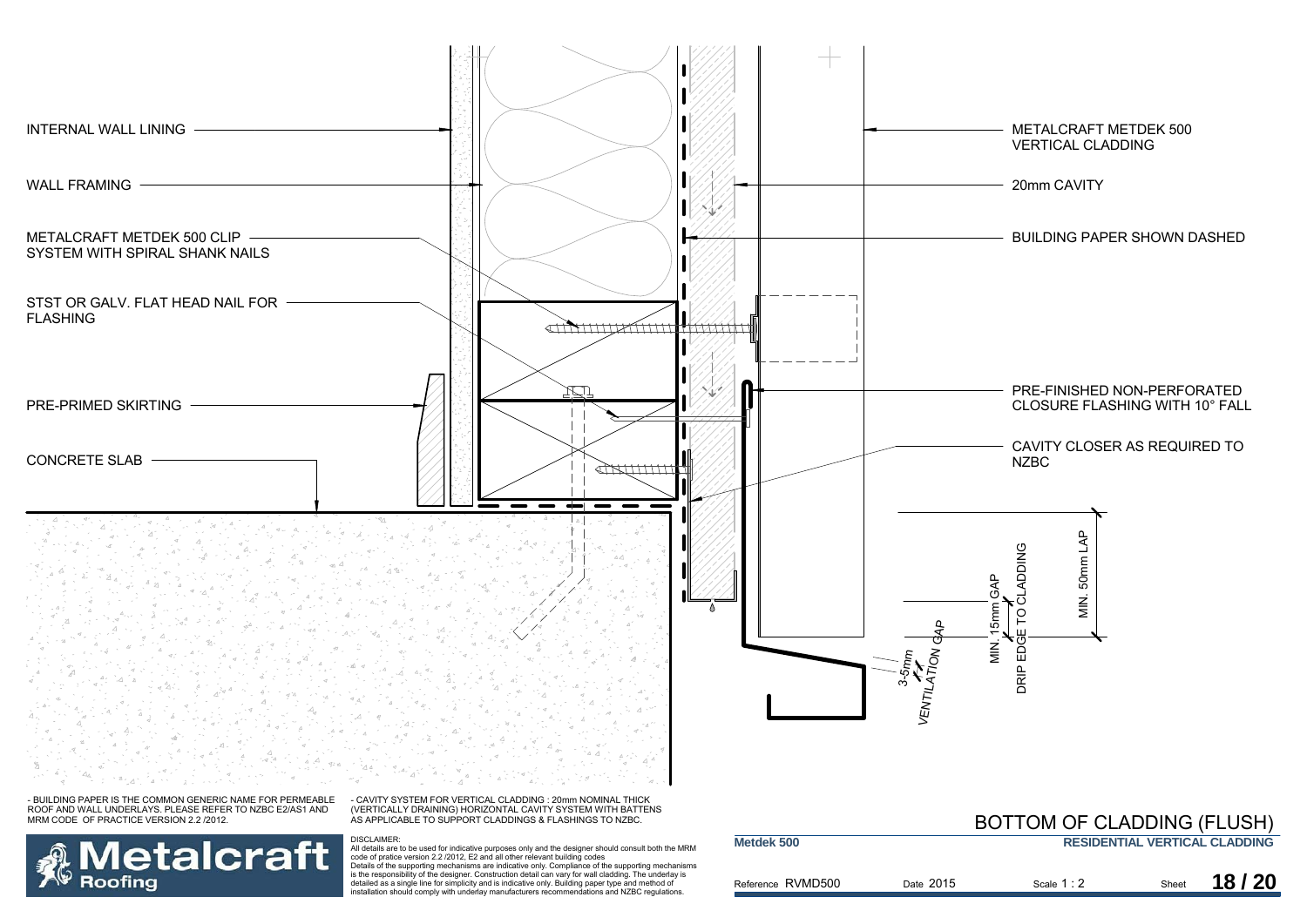INTERNAL WALL LINING

WALL FRAMING

METALCRAFT METDEK 500 CLIP SYSTEM WITH SPIRAL SHANK NAILS

STST OR GALV. FLAT HEAD NAIL FOR FLASHING

PRE-PRIMED SKIRTING

CONCRETE SLAB

METALCRAFT METDEK 500 VERTICAL CLADDING

20mm CAVITY

BUILDING PAPER SHOWN DASHED

PRE-FINISHED NON-PERFORATED CLOSURE FLASHING WITH 10° FALL

CAVITY CLOSER AS REQUIRED TO NZBC

MIN. 50mm LAP

MIN. 15mm GAP

DRIP EDGE TO CLADDING

3-5mm VENTILATION GAP

- BUILDING PAPER IS THE COMMON GENERIC NAME FOR PERMEABLE ROOF AND WALL UNDERLAYS. PLEASE REFER TO NZBC E2/AS1 AND MRM CODE OF PRACTICE VERSION 2.2 /2012.

- CAVITY SYSTEM FOR VERTICAL CLADDING : 20mm NOMINAL THICK (VERTICALLY DRAINING) HORIZONTAL CAVITY SYSTEM WITH BATTENS AS APPLICABLE TO SUPPORT CLADDINGS & FLASHINGS TO NZBC.

DISCLAIMER:
All details are to be used for indicative purposes only and the designer should consult both the MRM code of pratice version 2.2 /2012, E2 and all other relevant building codes
Details of the supporting mechanisms are indicative only. Compliance of the supporting mechanisms is the responsibility of the designer. Construction detail can vary for wall cladding. The underlay is detailed as a single line for simplicity and is indicative only. Building paper type and method of installation should comply with underlay manufacturers recommendations and NZBC regulations.

Metalcraft Roofing

# BOTTOM OF CLADDING (FLUSH)

**Metdek 500** — **RESIDENTIAL VERTICAL CLADDING**

Reference RVMD500 | Date 2015 | Scale 1 : 2 | Sheet **18 / 20**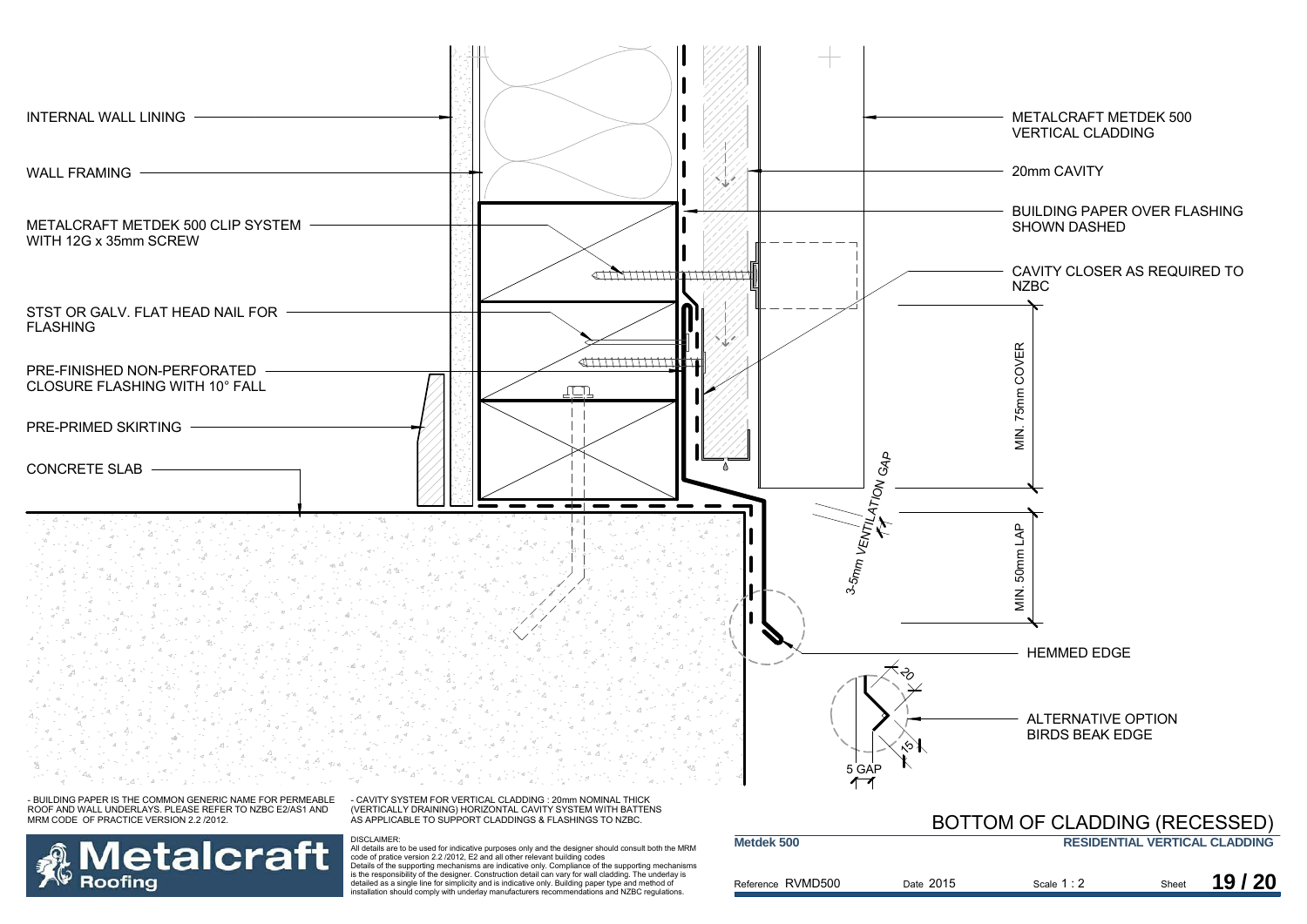INTERNAL WALL LINING

WALL FRAMING

METALCRAFT METDEK 500 CLIP SYSTEM WITH 12G x 35mm SCREW

STST OR GALV. FLAT HEAD NAIL FOR FLASHING

PRE-FINISHED NON-PERFORATED CLOSURE FLASHING WITH 10° FALL

PRE-PRIMED SKIRTING

CONCRETE SLAB

METALCRAFT METDEK 500 VERTICAL CLADDING

20mm CAVITY

BUILDING PAPER OVER FLASHING SHOWN DASHED

CAVITY CLOSER AS REQUIRED TO NZBC

MIN. 75mm COVER

3-5mm VENTILATION GAP

MIN. 50mm LAP

HEMMED EDGE

20

ALTERNATIVE OPTION BIRDS BEAK EDGE

15

5 GAP

- BUILDING PAPER IS THE COMMON GENERIC NAME FOR PERMEABLE ROOF AND WALL UNDERLAYS. PLEASE REFER TO NZBC E2/AS1 AND MRM CODE OF PRACTICE VERSION 2.2 /2012.

- CAVITY SYSTEM FOR VERTICAL CLADDING : 20mm NOMINAL THICK (VERTICALLY DRAINING) HORIZONTAL CAVITY SYSTEM WITH BATTENS AS APPLICABLE TO SUPPORT CLADDINGS & FLASHINGS TO NZBC.

DISCLAIMER:
All details are to be used for indicative purposes only and the designer should consult both the MRM code of pratice version 2.2 /2012, E2 and all other relevant building codes
Details of the supporting mechanisms are indicative only. Compliance of the supporting mechanisms is the responsibility of the designer. Construction detail can vary for wall cladding. The underlay is detailed as a single line for simplicity and is indicative only. Building paper type and method of installation should comply with underlay manufacturers recommendations and NZBC regulations.

Metalcraft Roofing

# BOTTOM OF CLADDING (RECESSED)

**Metdek 500** **RESIDENTIAL VERTICAL CLADDING**

Reference RVMD500 | Date 2015 | Scale 1 : 2 | Sheet **19 / 20**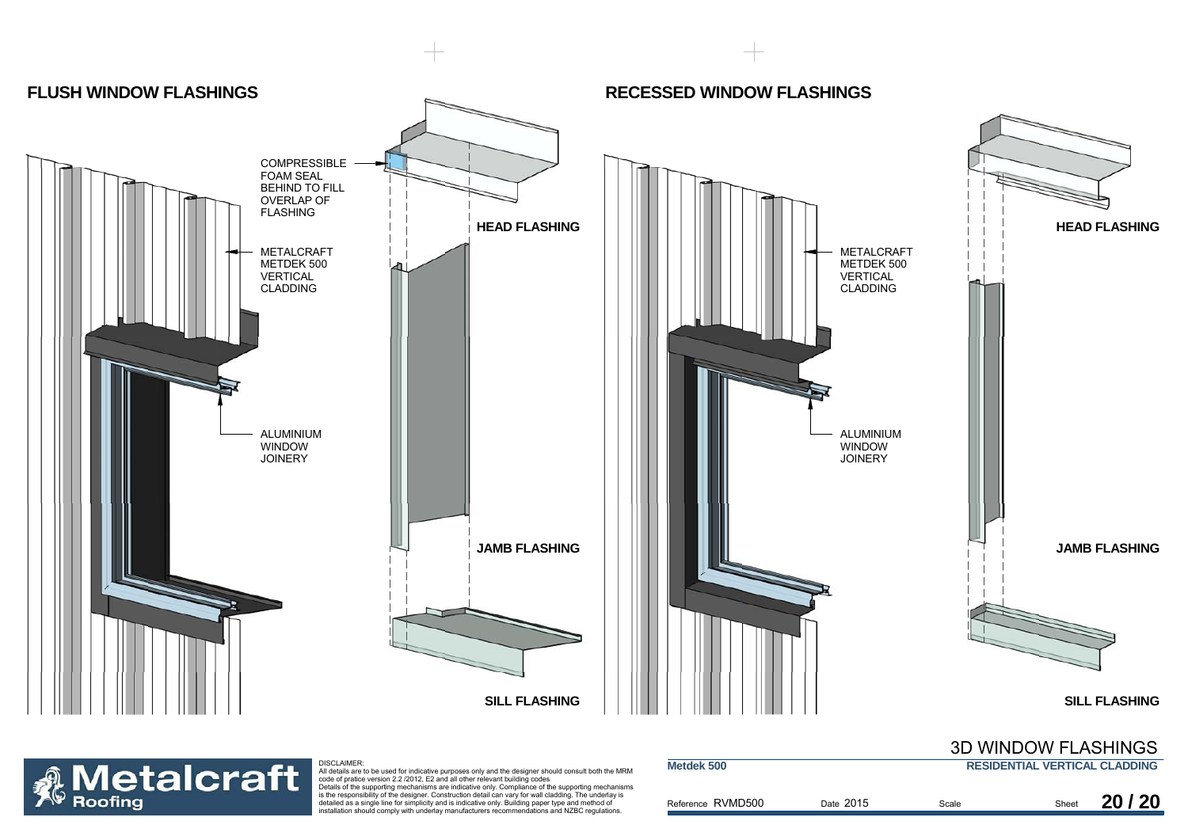## FLUSH WINDOW FLASHINGS

COMPRESSIBLE FOAM SEAL BEHIND TO FILL OVERLAP OF FLASHING

METALCRAFT METDEK 500 VERTICAL CLADDING

ALUMINIUM WINDOW JOINERY

**HEAD FLASHING**

**JAMB FLASHING**

**SILL FLASHING**

## RECESSED WINDOW FLASHINGS

METALCRAFT METDEK 500 VERTICAL CLADDING

ALUMINIUM WINDOW JOINERY

**HEAD FLASHING**

**JAMB FLASHING**

**SILL FLASHING**

DISCLAIMER:
All details are to be used for indicative purposes only and the designer should consult both the MRM code of pratice version 2.2 /2012, E2 and all other relevant building codes
Details of the supporting mechanisms are indicative only. Compliance of the supporting mechanisms is the responsibility of the designer. Construction detail can vary for wall cladding. The underlay is detailed as a single line for simplicity and is indicative only. Building paper type and method of installation should comply with underlay manufacturers recommendations and NZBC regulations.

Metalcraft Roofing

3D WINDOW FLASHINGS

**Metdek 500** | **RESIDENTIAL VERTICAL CLADDING**

Reference RVMD500 | Date 2015 | Scale | Sheet **20 / 20**